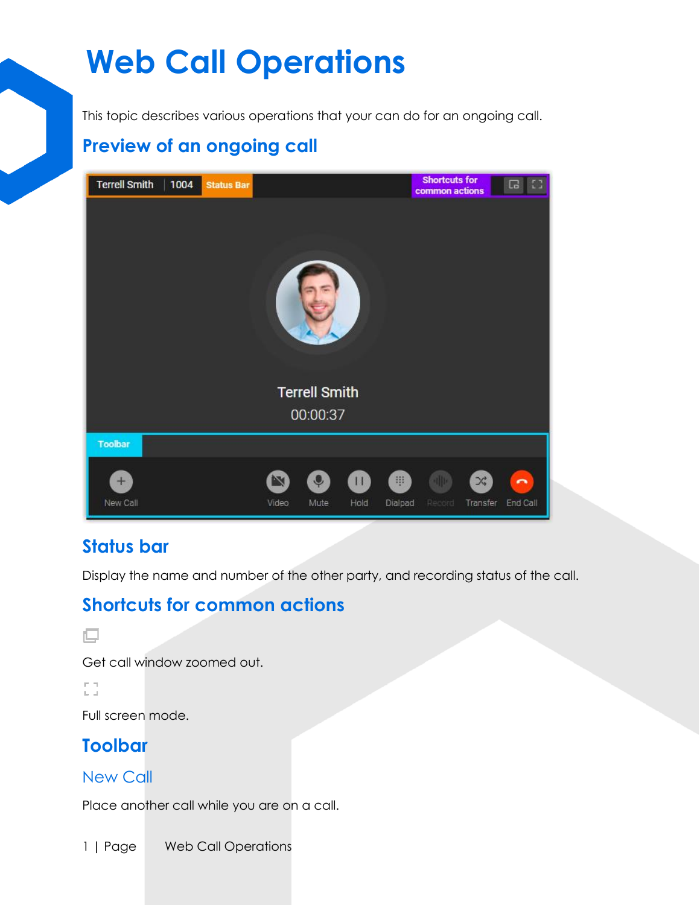# Web Call Operations

This topic describes various operations that your can do for an ongoing call.

## Preview of an ongoing call

## Status bar

Display the name and number of the other party, and recording status of the call.

## Shortcuts for common actions

Get call window zoomed out.

Full screen mode.

## Toolbar

### New Call

Place another call while you are on a call.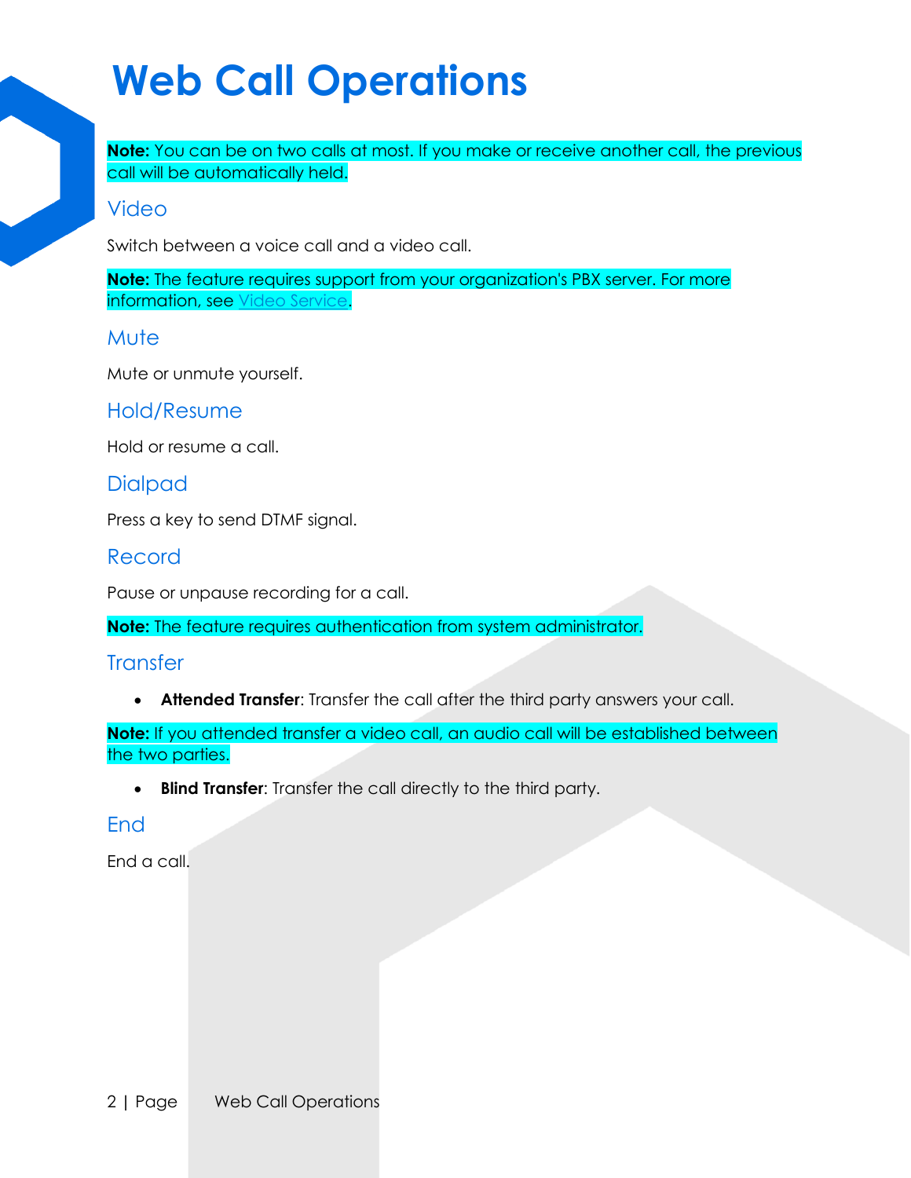# Web Call Operations

**Note:** You can be on two calls at most. If you make or receive another call, the previous call will be automatically held.

## Video

Switch between a voice call and a video call.

**Note:** The feature requires support from your organization's PBX server. For more information, see Video Service.

## Mute

Mute or unmute yourself.

## Hold/Resume

Hold or resume a call.

## Dialpad

Press a key to send DTMF signal.

## Record

Pause or unpause recording for a call.

**Note:** The feature requires authentication from system administrator.

## Transfer

- **Attended Transfer**: Transfer the call after the third party answers your call.

**Note:** If you attended transfer a video call, an audio call will be established between the two parties.

- **Blind Transfer**: Transfer the call directly to the third party.

## End

End a call.